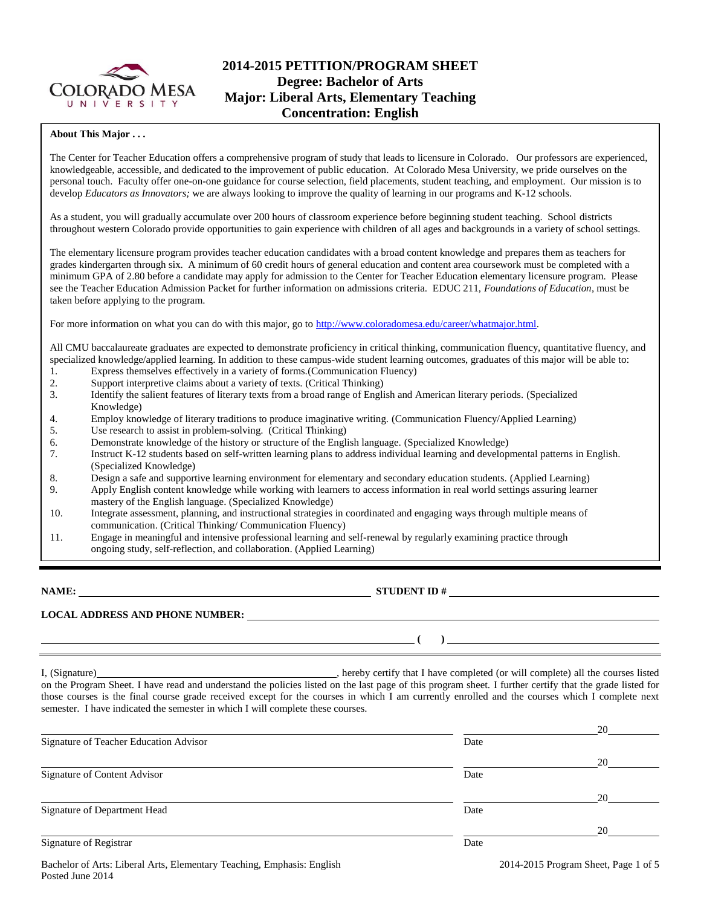# 2014-2015 PETITION/PROGRAM SHEET
## Degree: Bachelor of Arts
## Major: Liberal Arts, Elementary Teaching
## Concentration: English

**About This Major . . .**

The Center for Teacher Education offers a comprehensive program of study that leads to licensure in Colorado. Our professors are experienced, knowledgeable, accessible, and dedicated to the improvement of public education. At Colorado Mesa University, we pride ourselves on the personal touch. Faculty offer one-on-one guidance for course selection, field placements, student teaching, and employment. Our mission is to develop *Educators as Innovators;* we are always looking to improve the quality of learning in our programs and K-12 schools.

As a student, you will gradually accumulate over 200 hours of classroom experience before beginning student teaching. School districts throughout western Colorado provide opportunities to gain experience with children of all ages and backgrounds in a variety of school settings.

The elementary licensure program provides teacher education candidates with a broad content knowledge and prepares them as teachers for grades kindergarten through six. A minimum of 60 credit hours of general education and content area coursework must be completed with a minimum GPA of 2.80 before a candidate may apply for admission to the Center for Teacher Education elementary licensure program. Please see the Teacher Education Admission Packet for further information on admissions criteria. EDUC 211, *Foundations of Education*, must be taken before applying to the program.

For more information on what you can do with this major, go to http://www.coloradomesa.edu/career/whatmajor.html.

All CMU baccalaureate graduates are expected to demonstrate proficiency in critical thinking, communication fluency, quantitative fluency, and specialized knowledge/applied learning. In addition to these campus-wide student learning outcomes, graduates of this major will be able to:

1. Express themselves effectively in a variety of forms.(Communication Fluency)
2. Support interpretive claims about a variety of texts. (Critical Thinking)
3. Identify the salient features of literary texts from a broad range of English and American literary periods. (Specialized Knowledge)
4. Employ knowledge of literary traditions to produce imaginative writing. (Communication Fluency/Applied Learning)
5. Use research to assist in problem-solving. (Critical Thinking)
6. Demonstrate knowledge of the history or structure of the English language. (Specialized Knowledge)
7. Instruct K-12 students based on self-written learning plans to address individual learning and developmental patterns in English. (Specialized Knowledge)
8. Design a safe and supportive learning environment for elementary and secondary education students. (Applied Learning)
9. Apply English content knowledge while working with learners to access information in real world settings assuring learner mastery of the English language. (Specialized Knowledge)
10. Integrate assessment, planning, and instructional strategies in coordinated and engaging ways through multiple means of communication. (Critical Thinking/ Communication Fluency)
11. Engage in meaningful and intensive professional learning and self-renewal by regularly examining practice through ongoing study, self-reflection, and collaboration. (Applied Learning)

---

**NAME:** ______________________________ **STUDENT ID #** ______________________________

**LOCAL ADDRESS AND PHONE NUMBER:** ______________________________

______________________________ **( )** ______________________________

---

I, (Signature)______________________________, hereby certify that I have completed (or will complete) all the courses listed on the Program Sheet. I have read and understand the policies listed on the last page of this program sheet. I further certify that the grade listed for those courses is the final course grade received except for the courses in which I am currently enrolled and the courses which I complete next semester. I have indicated the semester in which I will complete these courses.

______________________________ ______________ 20______
Signature of Teacher Education Advisor — Date

______________________________ ______________ 20______
Signature of Content Advisor — Date

______________________________ ______________ 20______
Signature of Department Head — Date

______________________________ ______________ 20______
Signature of Registrar — Date

Bachelor of Arts: Liberal Arts, Elementary Teaching, Emphasis: English
Posted June 2014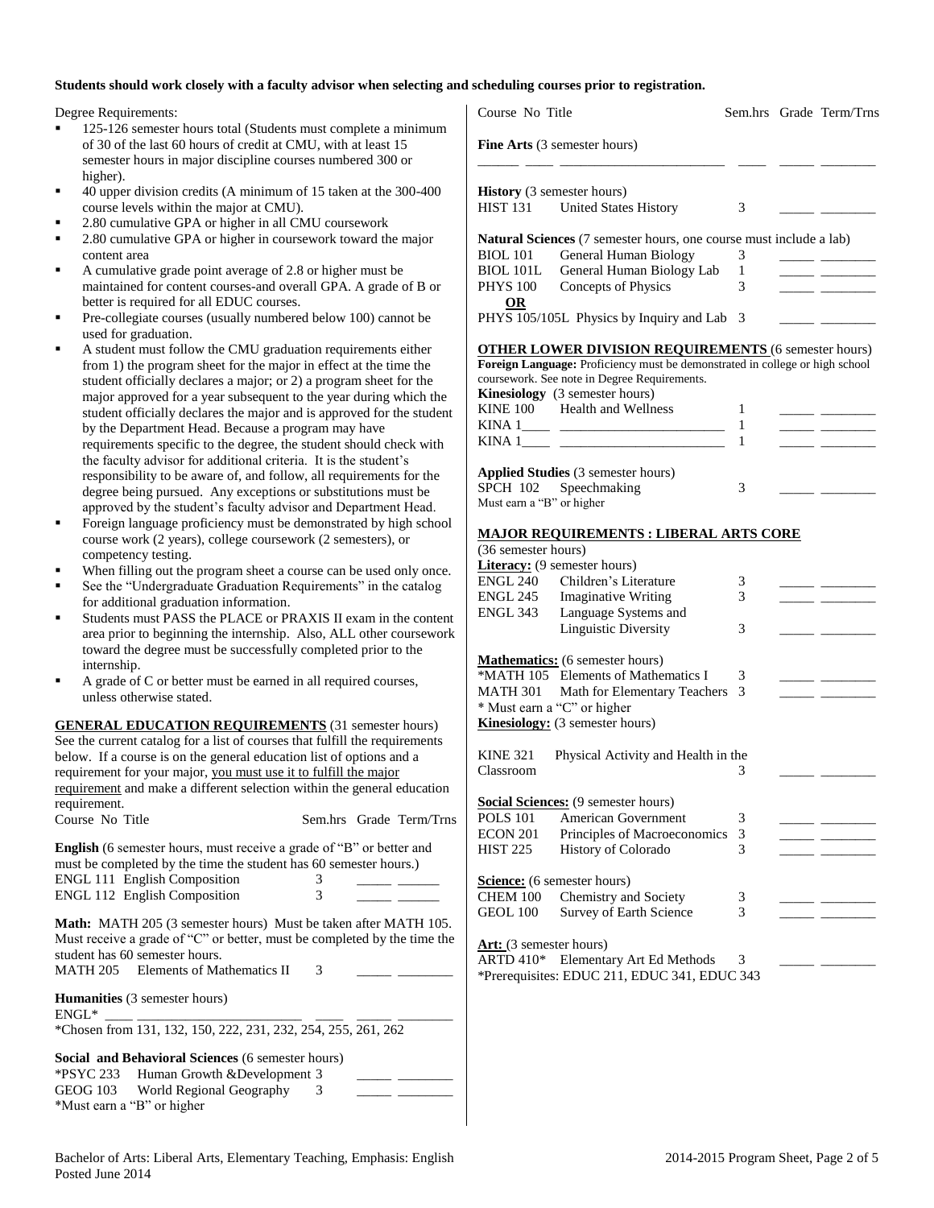**Students should work closely with a faculty advisor when selecting and scheduling courses prior to registration.**

Degree Requirements:

- 125-126 semester hours total (Students must complete a minimum of 30 of the last 60 hours of credit at CMU, with at least 15 semester hours in major discipline courses numbered 300 or higher).
- 40 upper division credits (A minimum of 15 taken at the 300-400 course levels within the major at CMU).
- 2.80 cumulative GPA or higher in all CMU coursework
- 2.80 cumulative GPA or higher in coursework toward the major content area
- A cumulative grade point average of 2.8 or higher must be maintained for content courses-and overall GPA. A grade of B or better is required for all EDUC courses.
- Pre-collegiate courses (usually numbered below 100) cannot be used for graduation.
- A student must follow the CMU graduation requirements either from 1) the program sheet for the major in effect at the time the student officially declares a major; or 2) a program sheet for the major approved for a year subsequent to the year during which the student officially declares the major and is approved for the student by the Department Head. Because a program may have requirements specific to the degree, the student should check with the faculty advisor for additional criteria. It is the student's responsibility to be aware of, and follow, all requirements for the degree being pursued. Any exceptions or substitutions must be approved by the student's faculty advisor and Department Head.
- Foreign language proficiency must be demonstrated by high school course work (2 years), college coursework (2 semesters), or competency testing.
- When filling out the program sheet a course can be used only once.
- See the "Undergraduate Graduation Requirements" in the catalog for additional graduation information.
- Students must PASS the PLACE or PRAXIS II exam in the content area prior to beginning the internship. Also, ALL other coursework toward the degree must be successfully completed prior to the internship.
- A grade of C or better must be earned in all required courses, unless otherwise stated.

## GENERAL EDUCATION REQUIREMENTS (31 semester hours)

See the current catalog for a list of courses that fulfill the requirements below. If a course is on the general education list of options and a requirement for your major, you must use it to fulfill the major requirement and make a different selection within the general education requirement.

| Course No | Title | Sem.hrs | Grade | Term/Trns |
|---|---|---|---|---|
| **English** (6 semester hours, must receive a grade of "B" or better and must be completed by the time the student has 60 semester hours.) | | | | |
| ENGL 111 | English Composition | 3 | | |
| ENGL 112 | English Composition | 3 | | |
| **Math:** MATH 205 (3 semester hours) Must be taken after MATH 105. Must receive a grade of "C" or better, must be completed by the time the student has 60 semester hours. | | | | |
| MATH 205 | Elements of Mathematics II | 3 | | |
| **Humanities** (3 semester hours) | | | | |
| ENGL* | | | | |
| *Chosen from 131, 132, 150, 222, 231, 232, 254, 255, 261, 262 | | | | |
| **Social and Behavioral Sciences** (6 semester hours) | | | | |
| *PSYC 233 | Human Growth &Development | 3 | | |
| GEOG 103 | World Regional Geography | 3 | | |
| *Must earn a "B" or higher | | | | |
| **Fine Arts** (3 semester hours) | | | | |
| | | | | |
| **History** (3 semester hours) | | | | |
| HIST 131 | United States History | 3 | | |
| **Natural Sciences** (7 semester hours, one course must include a lab) | | | | |
| BIOL 101 | General Human Biology | 3 | | |
| BIOL 101L | General Human Biology Lab | 1 | | |
| PHYS 100 | Concepts of Physics | 3 | | |
| **OR** | | | | |
| PHYS 105/105L | Physics by Inquiry and Lab | 3 | | |

## OTHER LOWER DIVISION REQUIREMENTS (6 semester hours)

**Foreign Language:** Proficiency must be demonstrated in college or high school coursework. See note in Degree Requirements.

| Course No | Title | Sem.hrs | Grade | Term/Trns |
|---|---|---|---|---|
| **Kinesiology** (3 semester hours) | | | | |
| KINE 100 | Health and Wellness | 1 | | |
| KINA 1____ | | 1 | | |
| KINA 1____ | | 1 | | |
| **Applied Studies** (3 semester hours) | | | | |
| SPCH 102 | Speechmaking | 3 | | |
| Must earn a "B" or higher | | | | |

## MAJOR REQUIREMENTS : LIBERAL ARTS CORE

(36 semester hours)

| Course No | Title | Sem.hrs | Grade | Term/Trns |
|---|---|---|---|---|
| **Literacy:** (9 semester hours) | | | | |
| ENGL 240 | Children's Literature | 3 | | |
| ENGL 245 | Imaginative Writing | 3 | | |
| ENGL 343 | Language Systems and Linguistic Diversity | 3 | | |
| **Mathematics:** (6 semester hours) | | | | |
| *MATH 105 | Elements of Mathematics I | 3 | | |
| MATH 301 | Math for Elementary Teachers | 3 | | |
| * Must earn a "C" or higher | | | | |
| **Kinesiology:** (3 semester hours) | | | | |
| KINE 321 | Physical Activity and Health in the Classroom | 3 | | |
| **Social Sciences:** (9 semester hours) | | | | |
| POLS 101 | American Government | 3 | | |
| ECON 201 | Principles of Macroeconomics | 3 | | |
| HIST 225 | History of Colorado | 3 | | |
| **Science:** (6 semester hours) | | | | |
| CHEM 100 | Chemistry and Society | 3 | | |
| GEOL 100 | Survey of Earth Science | 3 | | |
| **Art:** (3 semester hours) | | | | |
| ARTD 410* | Elementary Art Ed Methods | 3 | | |
| *Prerequisites: EDUC 211, EDUC 341, EDUC 343 | | | | |

Bachelor of Arts: Liberal Arts, Elementary Teaching, Emphasis: English
Posted June 2014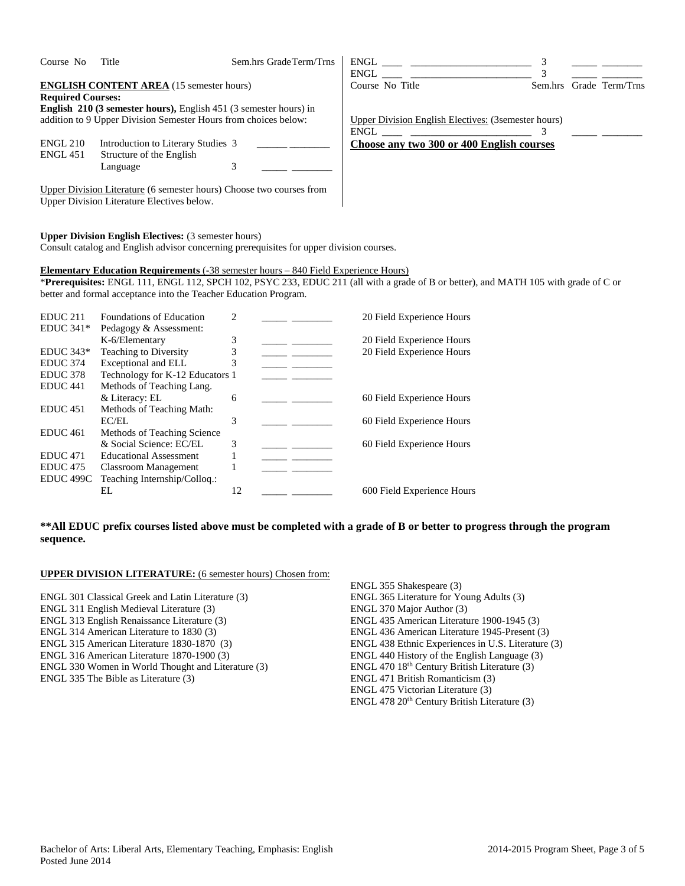| Course No | Title | Sem.hrs | Grade | Term/Trns |
|---|---|---|---|---|

**ENGLISH CONTENT AREA** (15 semester hours)

**Required Courses:**

**English 210 (3 semester hours),** English 451 (3 semester hours) in addition to 9 Upper Division Semester Hours from choices below:

| Course No | Title | Sem.hrs | Grade | Term/Trns |
|---|---|---|---|---|
| ENGL 210 | Introduction to Literary Studies | 3 | ______ | ________ |
| ENGL 451 | Structure of the English Language | 3 | _____ | ________ |

Upper Division Literature (6 semester hours) Choose two courses from Upper Division Literature Electives below.

| Course No | Title | Sem.hrs | Grade | Term/Trns |
|---|---|---|---|---|
| ENGL ____ | ________________________ | 3 | _____ | ________ |
| ENGL ____ | ________________________ | 3 | _____ | ________ |

Upper Division English Electives: (3semester hours)

| Course No | Title | Sem.hrs | Grade | Term/Trns |
|---|---|---|---|---|
| ENGL ____ | ________________________ | 3 | _____ | ________ |

**Choose any two 300 or 400 English courses**

**Upper Division English Electives:** (3 semester hours)
Consult catalog and English advisor concerning prerequisites for upper division courses.

**Elementary Education Requirements** (-38 semester hours – 840 Field Experience Hours)

***Prerequisites:** ENGL 111, ENGL 112, SPCH 102, PSYC 233, EDUC 211 (all with a grade of B or better), and MATH 105 with grade of C or better and formal acceptance into the Teacher Education Program.

| Course No | Title | Sem.hrs | Grade | Term/Trns | Field Experience |
|---|---|---|---|---|---|
| EDUC 211 | Foundations of Education | 2 | _____ | ________ | 20 Field Experience Hours |
| EDUC 341* | Pedagogy & Assessment: K-6/Elementary | 3 | _____ | ________ | 20 Field Experience Hours |
| EDUC 343* | Teaching to Diversity | 3 | _____ | ________ | 20 Field Experience Hours |
| EDUC 374 | Exceptional and ELL | 3 | _____ | ________ | |
| EDUC 378 | Technology for K-12 Educators | 1 | _____ | ________ | |
| EDUC 441 | Methods of Teaching Lang. & Literacy: EL | 6 | _____ | ________ | 60 Field Experience Hours |
| EDUC 451 | Methods of Teaching Math: EC/EL | 3 | _____ | ________ | 60 Field Experience Hours |
| EDUC 461 | Methods of Teaching Science & Social Science: EC/EL | 3 | _____ | ________ | 60 Field Experience Hours |
| EDUC 471 | Educational Assessment | 1 | _____ | ________ | |
| EDUC 475 | Classroom Management | 1 | _____ | ________ | |
| EDUC 499C | Teaching Internship/Colloq.: EL | 12 | _____ | ________ | 600 Field Experience Hours |

****All EDUC prefix courses listed above must be completed with a grade of B or better to progress through the program sequence.**

**UPPER DIVISION LITERATURE:** (6 semester hours) Chosen from:

ENGL 301 Classical Greek and Latin Literature (3)
ENGL 311 English Medieval Literature (3)
ENGL 313 English Renaissance Literature (3)
ENGL 314 American Literature to 1830 (3)
ENGL 315 American Literature 1830-1870 (3)
ENGL 316 American Literature 1870-1900 (3)
ENGL 330 Women in World Thought and Literature (3)
ENGL 335 The Bible as Literature (3)
ENGL 355 Shakespeare (3)
ENGL 365 Literature for Young Adults (3)
ENGL 370 Major Author (3)
ENGL 435 American Literature 1900-1945 (3)
ENGL 436 American Literature 1945-Present (3)
ENGL 438 Ethnic Experiences in U.S. Literature (3)
ENGL 440 History of the English Language (3)
ENGL 470 18th Century British Literature (3)
ENGL 471 British Romanticism (3)
ENGL 475 Victorian Literature (3)
ENGL 478 20th Century British Literature (3)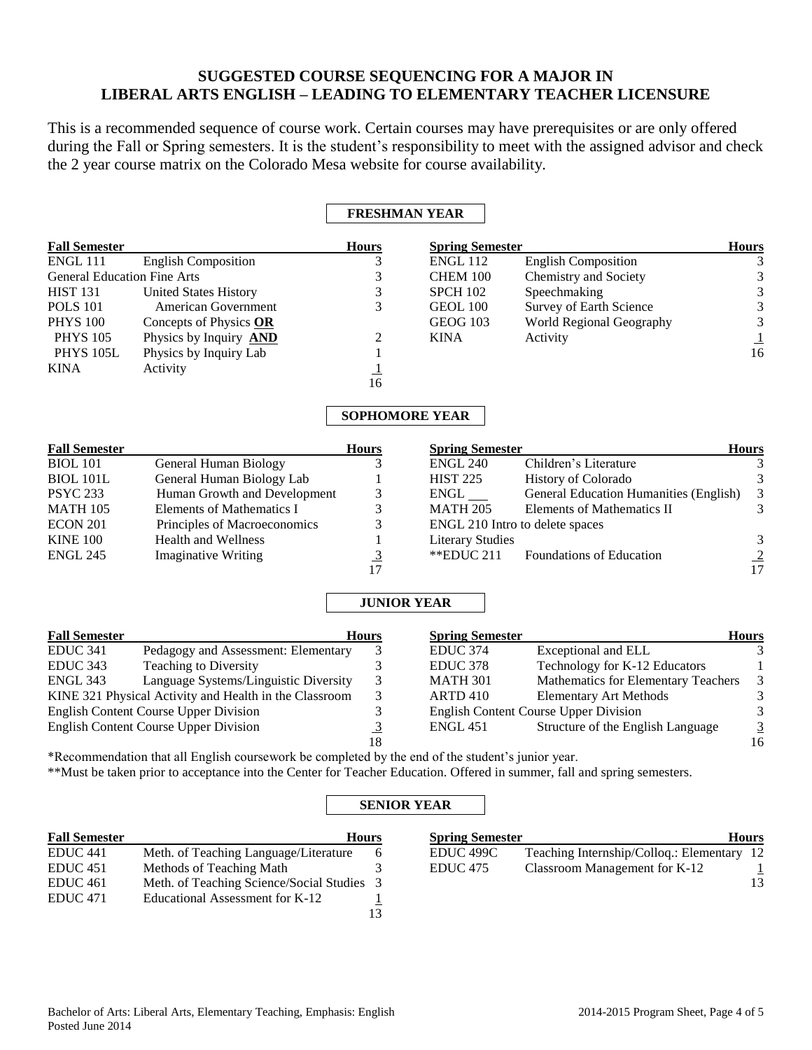## SUGGESTED COURSE SEQUENCING FOR A MAJOR IN LIBERAL ARTS ENGLISH – LEADING TO ELEMENTARY TEACHER LICENSURE

This is a recommended sequence of course work. Certain courses may have prerequisites or are only offered during the Fall or Spring semesters. It is the student's responsibility to meet with the assigned advisor and check the 2 year course matrix on the Colorado Mesa website for course availability.

### FRESHMAN YEAR

| Fall Semester | | Hours |
|---|---|---|
| ENGL 111 | English Composition | 3 |
| General Education Fine Arts | | 3 |
| HIST 131 | United States History | 3 |
| POLS 101 | American Government | 3 |
| PHYS 100 | Concepts of Physics **OR** | |
| PHYS 105 | Physics by Inquiry **AND** | 2 |
| PHYS 105L | Physics by Inquiry Lab | 1 |
| KINA | Activity | 1 |
| | | 16 |

| Spring Semester | | Hours |
|---|---|---|
| ENGL 112 | English Composition | 3 |
| CHEM 100 | Chemistry and Society | 3 |
| SPCH 102 | Speechmaking | 3 |
| GEOL 100 | Survey of Earth Science | 3 |
| GEOG 103 | World Regional Geography | 3 |
| KINA | Activity | 1 |
| | | 16 |

### SOPHOMORE YEAR

| Fall Semester | | Hours |
|---|---|---|
| BIOL 101 | General Human Biology | 3 |
| BIOL 101L | General Human Biology Lab | 1 |
| PSYC 233 | Human Growth and Development | 3 |
| MATH 105 | Elements of Mathematics I | 3 |
| ECON 201 | Principles of Macroeconomics | 3 |
| KINE 100 | Health and Wellness | 1 |
| ENGL 245 | Imaginative Writing | 3 |
| | | 17 |

| Spring Semester | | Hours |
|---|---|---|
| ENGL 240 | Children's Literature | 3 |
| HIST 225 | History of Colorado | 3 |
| ENGL ___ | General Education Humanities (English) | 3 |
| MATH 205 | Elements of Mathematics II | 3 |
| ENGL 210 Intro to delete spaces | | |
| Literary Studies | | 3 |
| **EDUC 211 | Foundations of Education | 2 |
| | | 17 |

### JUNIOR YEAR

| Fall Semester | | Hours |
|---|---|---|
| EDUC 341 | Pedagogy and Assessment: Elementary | 3 |
| EDUC 343 | Teaching to Diversity | 3 |
| ENGL 343 | Language Systems/Linguistic Diversity | 3 |
| KINE 321 Physical Activity and Health in the Classroom | | 3 |
| English Content Course Upper Division | | 3 |
| English Content Course Upper Division | | 3 |
| | | 18 |

| Spring Semester | | Hours |
|---|---|---|
| EDUC 374 | Exceptional and ELL | 3 |
| EDUC 378 | Technology for K-12 Educators | 1 |
| MATH 301 | Mathematics for Elementary Teachers | 3 |
| ARTD 410 | Elementary Art Methods | 3 |
| English Content Course Upper Division | | 3 |
| ENGL 451 | Structure of the English Language | 3 |
| | | 16 |

*Recommendation that all English coursework be completed by the end of the student's junior year.

**Must be taken prior to acceptance into the Center for Teacher Education. Offered in summer, fall and spring semesters.

### SENIOR YEAR

| Fall Semester | | Hours |
|---|---|---|
| EDUC 441 | Meth. of Teaching Language/Literature | 6 |
| EDUC 451 | Methods of Teaching Math | 3 |
| EDUC 461 | Meth. of Teaching Science/Social Studies | 3 |
| EDUC 471 | Educational Assessment for K-12 | 1 |
| | | 13 |

| Spring Semester | | Hours |
|---|---|---|
| EDUC 499C | Teaching Internship/Colloq.: Elementary | 12 |
| EDUC 475 | Classroom Management for K-12 | 1 |
| | | 13 |

Bachelor of Arts: Liberal Arts, Elementary Teaching, Emphasis: English
Posted June 2014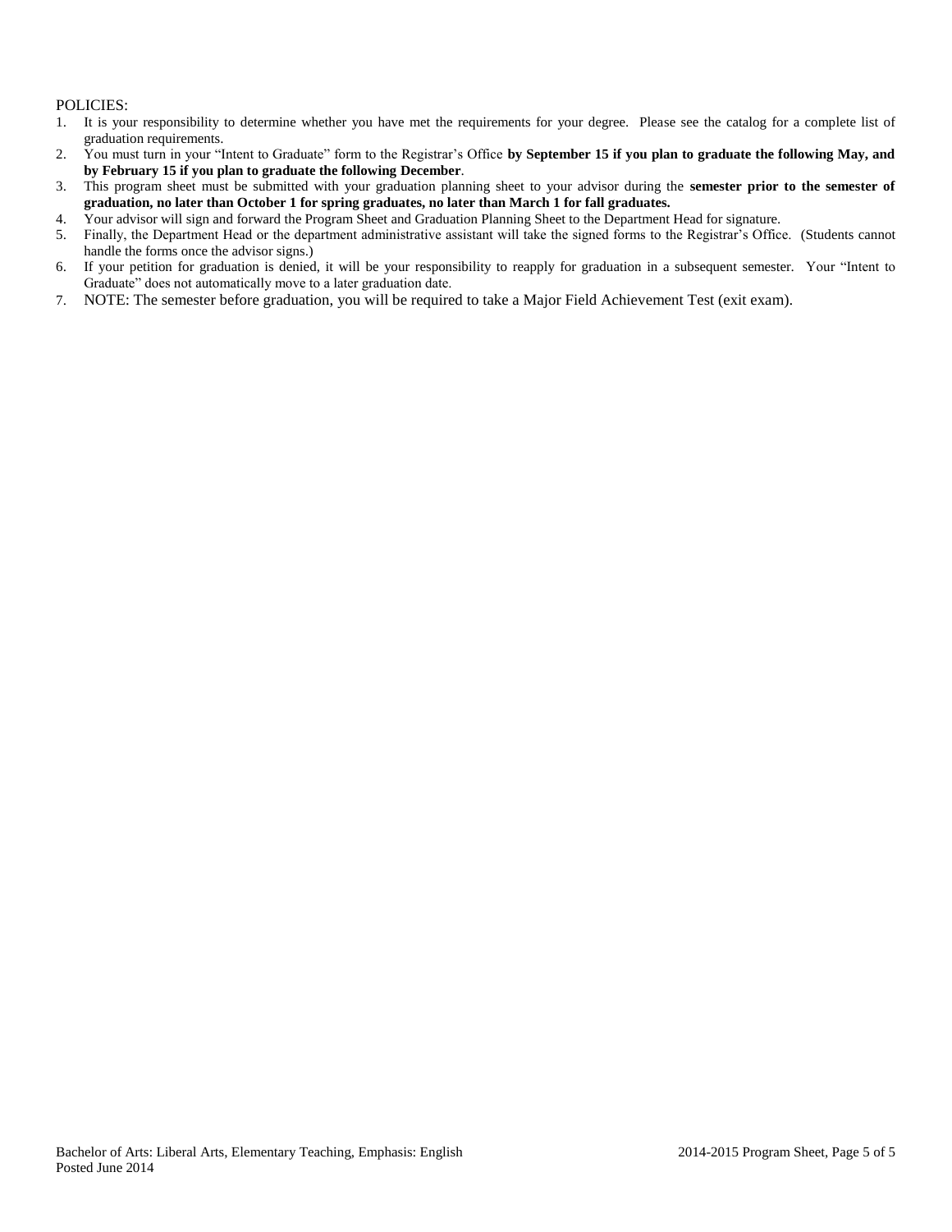POLICIES:

1. It is your responsibility to determine whether you have met the requirements for your degree. Please see the catalog for a complete list of graduation requirements.
2. You must turn in your "Intent to Graduate" form to the Registrar's Office **by September 15 if you plan to graduate the following May, and by February 15 if you plan to graduate the following December**.
3. This program sheet must be submitted with your graduation planning sheet to your advisor during the **semester prior to the semester of graduation, no later than October 1 for spring graduates, no later than March 1 for fall graduates.**
4. Your advisor will sign and forward the Program Sheet and Graduation Planning Sheet to the Department Head for signature.
5. Finally, the Department Head or the department administrative assistant will take the signed forms to the Registrar's Office. (Students cannot handle the forms once the advisor signs.)
6. If your petition for graduation is denied, it will be your responsibility to reapply for graduation in a subsequent semester. Your "Intent to Graduate" does not automatically move to a later graduation date.
7. NOTE: The semester before graduation, you will be required to take a Major Field Achievement Test (exit exam).